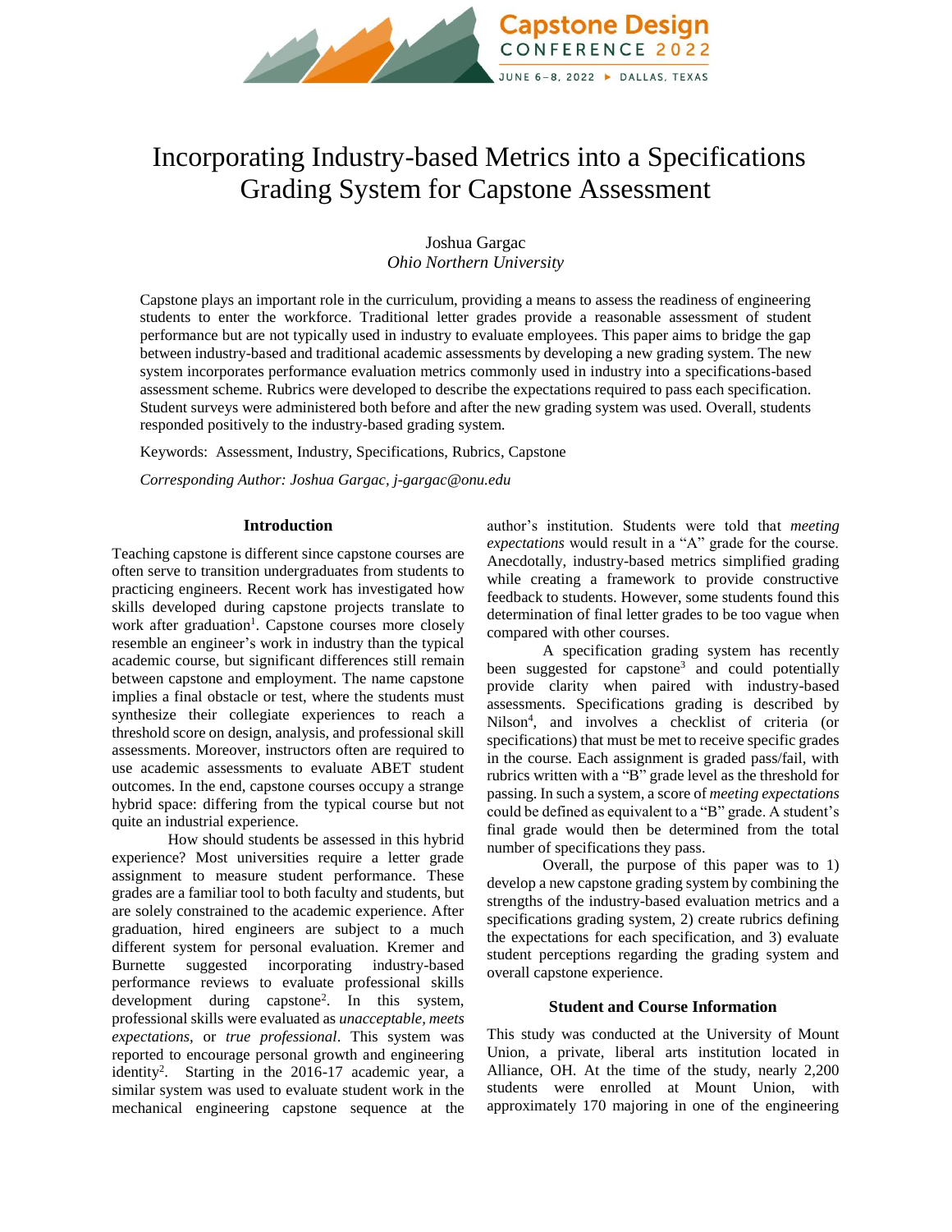# Incorporating Industry-based Metrics into a Specifications Grading System for Capstone Assessment

Joshua Gargac
*Ohio Northern University*

Capstone plays an important role in the curriculum, providing a means to assess the readiness of engineering students to enter the workforce. Traditional letter grades provide a reasonable assessment of student performance but are not typically used in industry to evaluate employees. This paper aims to bridge the gap between industry-based and traditional academic assessments by developing a new grading system. The new system incorporates performance evaluation metrics commonly used in industry into a specifications-based assessment scheme. Rubrics were developed to describe the expectations required to pass each specification. Student surveys were administered both before and after the new grading system was used. Overall, students responded positively to the industry-based grading system.

Keywords: Assessment, Industry, Specifications, Rubrics, Capstone

*Corresponding Author: Joshua Gargac, j-gargac@onu.edu*

## Introduction

Teaching capstone is different since capstone courses are often serve to transition undergraduates from students to practicing engineers. Recent work has investigated how skills developed during capstone projects translate to work after graduation[1]. Capstone courses more closely resemble an engineer's work in industry than the typical academic course, but significant differences still remain between capstone and employment. The name capstone implies a final obstacle or test, where the students must synthesize their collegiate experiences to reach a threshold score on design, analysis, and professional skill assessments. Moreover, instructors often are required to use academic assessments to evaluate ABET student outcomes. In the end, capstone courses occupy a strange hybrid space: differing from the typical course but not quite an industrial experience.

How should students be assessed in this hybrid experience? Most universities require a letter grade assignment to measure student performance. These grades are a familiar tool to both faculty and students, but are solely constrained to the academic experience. After graduation, hired engineers are subject to a much different system for personal evaluation. Kremer and Burnette suggested incorporating industry-based performance reviews to evaluate professional skills development during capstone[2]. In this system, professional skills were evaluated as *unacceptable*, *meets expectations*, or *true professional*. This system was reported to encourage personal growth and engineering identity[2]. Starting in the 2016-17 academic year, a similar system was used to evaluate student work in the mechanical engineering capstone sequence at the author's institution. Students were told that *meeting expectations* would result in a "A" grade for the course. Anecdotally, industry-based metrics simplified grading while creating a framework to provide constructive feedback to students. However, some students found this determination of final letter grades to be too vague when compared with other courses.

A specification grading system has recently been suggested for capstone[3] and could potentially provide clarity when paired with industry-based assessments. Specifications grading is described by Nilson[4], and involves a checklist of criteria (or specifications) that must be met to receive specific grades in the course. Each assignment is graded pass/fail, with rubrics written with a "B" grade level as the threshold for passing. In such a system, a score of *meeting expectations* could be defined as equivalent to a "B" grade. A student's final grade would then be determined from the total number of specifications they pass.

Overall, the purpose of this paper was to 1) develop a new capstone grading system by combining the strengths of the industry-based evaluation metrics and a specifications grading system, 2) create rubrics defining the expectations for each specification, and 3) evaluate student perceptions regarding the grading system and overall capstone experience.

## Student and Course Information

This study was conducted at the University of Mount Union, a private, liberal arts institution located in Alliance, OH. At the time of the study, nearly 2,200 students were enrolled at Mount Union, with approximately 170 majoring in one of the engineering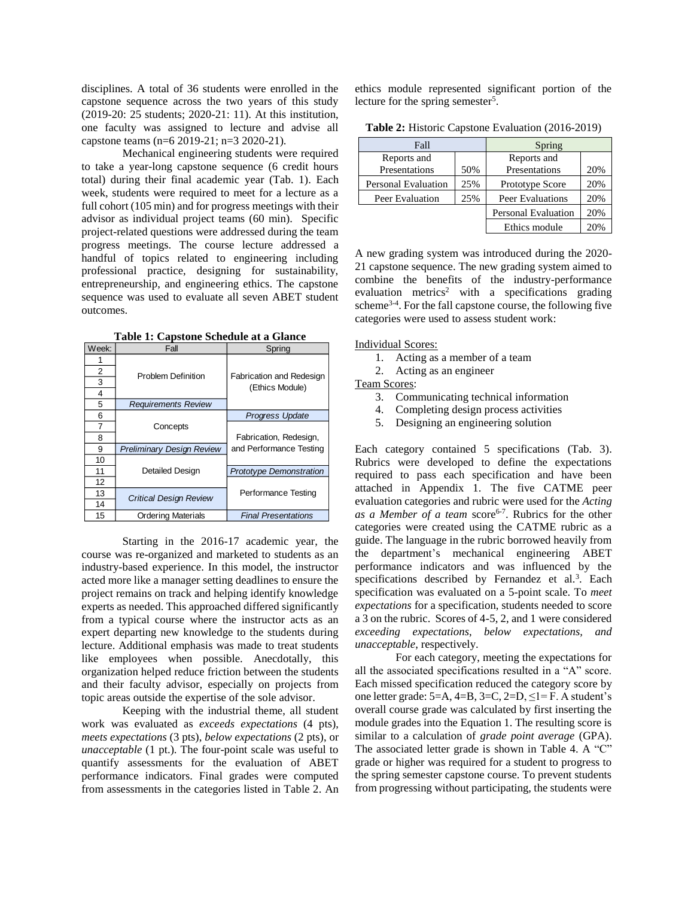disciplines. A total of 36 students were enrolled in the capstone sequence across the two years of this study (2019-20: 25 students; 2020-21: 11). At this institution, one faculty was assigned to lecture and advise all capstone teams (n=6 2019-21; n=3 2020-21).

Mechanical engineering students were required to take a year-long capstone sequence (6 credit hours total) during their final academic year (Tab. 1). Each week, students were required to meet for a lecture as a full cohort (105 min) and for progress meetings with their advisor as individual project teams (60 min). Specific project-related questions were addressed during the team progress meetings. The course lecture addressed a handful of topics related to engineering including professional practice, designing for sustainability, entrepreneurship, and engineering ethics. The capstone sequence was used to evaluate all seven ABET student outcomes.

**Table 1: Capstone Schedule at a Glance**

| Week: | Fall | Spring |
|---|---|---|
| 1 | Problem Definition | Fabrication and Redesign (Ethics Module) |
| 2 | | |
| 3 | | |
| 4 | | |
| 5 | *Requirements Review* | |
| 6 | Concepts | *Progress Update* |
| 7 | | Fabrication, Redesign, and Performance Testing |
| 8 | | |
| 9 | *Preliminary Design Review* | |
| 10 | Detailed Design | |
| 11 | | *Prototype Demonstration* |
| 12 | | Performance Testing |
| 13 | *Critical Design Review* | |
| 14 | | |
| 15 | Ordering Materials | *Final Presentations* |

Starting in the 2016-17 academic year, the course was re-organized and marketed to students as an industry-based experience. In this model, the instructor acted more like a manager setting deadlines to ensure the project remains on track and helping identify knowledge experts as needed. This approached differed significantly from a typical course where the instructor acts as an expert departing new knowledge to the students during lecture. Additional emphasis was made to treat students like employees when possible. Anecdotally, this organization helped reduce friction between the students and their faculty advisor, especially on projects from topic areas outside the expertise of the sole advisor.

Keeping with the industrial theme, all student work was evaluated as *exceeds expectations* (4 pts), *meets expectations* (3 pts), *below expectations* (2 pts), or *unacceptable* (1 pt.). The four-point scale was useful to quantify assessments for the evaluation of ABET performance indicators. Final grades were computed from assessments in the categories listed in Table 2. An ethics module represented significant portion of the lecture for the spring semester[5].

**Table 2:** Historic Capstone Evaluation (2016-2019)

| Fall | | Spring | |
|---|---|---|---|
| Reports and Presentations | 50% | Reports and Presentations | 20% |
| Personal Evaluation | 25% | Prototype Score | 20% |
| Peer Evaluation | 25% | Peer Evaluations | 20% |
| | | Personal Evaluation | 20% |
| | | Ethics module | 20% |

A new grading system was introduced during the 2020-21 capstone sequence. The new grading system aimed to combine the benefits of the industry-performance evaluation metrics[2] with a specifications grading scheme[3-4]. For the fall capstone course, the following five categories were used to assess student work:

Individual Scores:

1. Acting as a member of a team
2. Acting as an engineer

Team Scores:

3. Communicating technical information
4. Completing design process activities
5. Designing an engineering solution

Each category contained 5 specifications (Tab. 3). Rubrics were developed to define the expectations required to pass each specification and have been attached in Appendix 1. The five CATME peer evaluation categories and rubric were used for the *Acting as a Member of a team* score[6-7]. Rubrics for the other categories were created using the CATME rubric as a guide. The language in the rubric borrowed heavily from the department's mechanical engineering ABET performance indicators and was influenced by the specifications described by Fernandez et al.[3]. Each specification was evaluated on a 5-point scale. To *meet expectations* for a specification, students needed to score a 3 on the rubric. Scores of 4-5, 2, and 1 were considered *exceeding expectations*, *below expectations, and unacceptable*, respectively.

For each category, meeting the expectations for all the associated specifications resulted in a "A" score. Each missed specification reduced the category score by one letter grade: 5=A, 4=B, 3=C, 2=D, ≤1= F. A student's overall course grade was calculated by first inserting the module grades into the Equation 1. The resulting score is similar to a calculation of *grade point average* (GPA). The associated letter grade is shown in Table 4. A "C" grade or higher was required for a student to progress to the spring semester capstone course. To prevent students from progressing without participating, the students were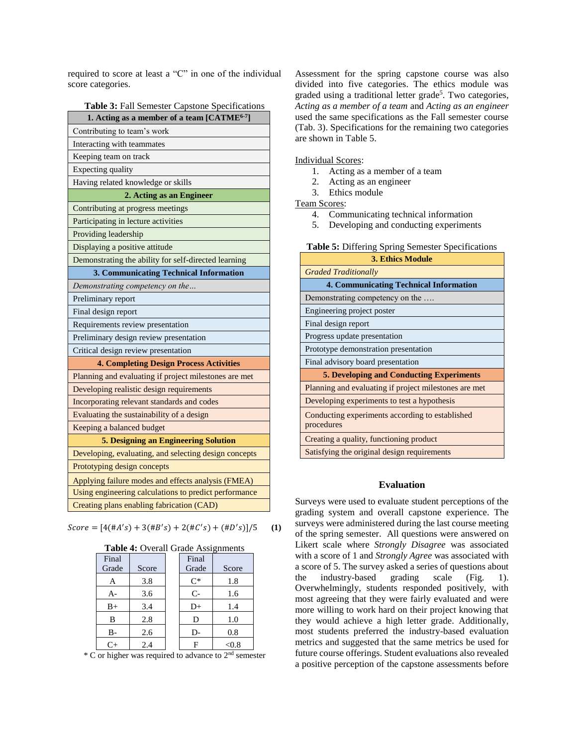required to score at least a "C" in one of the individual score categories.

**Table 3:** Fall Semester Capstone Specifications

| 1. Acting as a member of a team [CATME[6-7]] |
|---|
| Contributing to team's work |
| Interacting with teammates |
| Keeping team on track |
| Expecting quality |
| Having related knowledge or skills |
| **2. Acting as an Engineer** |
| Contributing at progress meetings |
| Participating in lecture activities |
| Providing leadership |
| Displaying a positive attitude |
| Demonstrating the ability for self-directed learning |
| **3. Communicating Technical Information** |
| *Demonstrating competency on the…* |
| Preliminary report |
| Final design report |
| Requirements review presentation |
| Preliminary design review presentation |
| Critical design review presentation |
| **4. Completing Design Process Activities** |
| Planning and evaluating if project milestones are met |
| Developing realistic design requirements |
| Incorporating relevant standards and codes |
| Evaluating the sustainability of a design |
| Keeping a balanced budget |
| **5. Designing an Engineering Solution** |
| Developing, evaluating, and selecting design concepts |
| Prototyping design concepts |
| Applying failure modes and effects analysis (FMEA) |
| Using engineering calculations to predict performance |
| Creating plans enabling fabrication (CAD) |

$$Score = [4(\#A's) + 3(\#B's) + 2(\#C's) + (\#D's)]/5 \quad \textbf{(1)}$$

**Table 4:** Overall Grade Assignments

| Final Grade | Score | Final Grade | Score |
|---|---|---|---|
| A | 3.8 | C* | 1.8 |
| A- | 3.6 | C- | 1.6 |
| B+ | 3.4 | D+ | 1.4 |
| B | 2.8 | D | 1.0 |
| B- | 2.6 | D- | 0.8 |
| C+ | 2.4 | F | <0.8 |

\* C or higher was required to advance to 2nd semester

Assessment for the spring capstone course was also divided into five categories. The ethics module was graded using a traditional letter grade[5]. Two categories, *Acting as a member of a team* and *Acting as an engineer* used the same specifications as the Fall semester course (Tab. 3). Specifications for the remaining two categories are shown in Table 5.

Individual Scores:
1. Acting as a member of a team
2. Acting as an engineer
3. Ethics module

Team Scores:

4. Communicating technical information
5. Developing and conducting experiments

**Table 5:** Differing Spring Semester Specifications

| 3. Ethics Module |
|---|
| *Graded Traditionally* |
| **4. Communicating Technical Information** |
| Demonstrating competency on the …. |
| Engineering project poster |
| Final design report |
| Progress update presentation |
| Prototype demonstration presentation |
| Final advisory board presentation |
| **5. Developing and Conducting Experiments** |
| Planning and evaluating if project milestones are met |
| Developing experiments to test a hypothesis |
| Conducting experiments according to established procedures |
| Creating a quality, functioning product |
| Satisfying the original design requirements |

## Evaluation

Surveys were used to evaluate student perceptions of the grading system and overall capstone experience. The surveys were administered during the last course meeting of the spring semester. All questions were answered on Likert scale where *Strongly Disagree* was associated with a score of 1 and *Strongly Agree* was associated with a score of 5. The survey asked a series of questions about the industry-based grading scale (Fig. 1). Overwhelmingly, students responded positively, with most agreeing that they were fairly evaluated and were more willing to work hard on their project knowing that they would achieve a high letter grade. Additionally, most students preferred the industry-based evaluation metrics and suggested that the same metrics be used for future course offerings. Student evaluations also revealed a positive perception of the capstone assessments before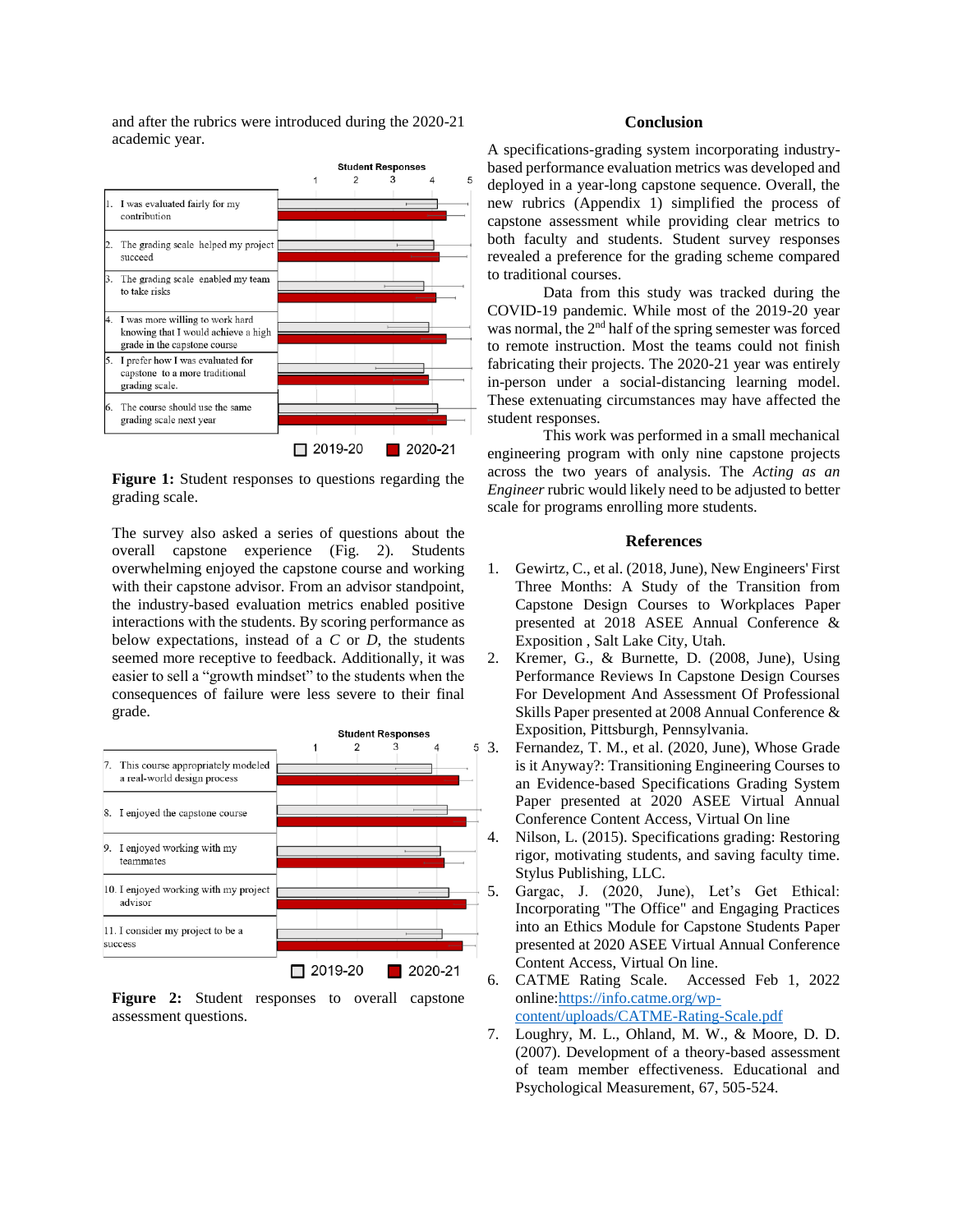and after the rubrics were introduced during the 2020-21 academic year.

**Figure 1:** Student responses to questions regarding the grading scale.

The survey also asked a series of questions about the overall capstone experience (Fig. 2). Students overwhelming enjoyed the capstone course and working with their capstone advisor. From an advisor standpoint, the industry-based evaluation metrics enabled positive interactions with the students. By scoring performance as below expectations, instead of a *C* or *D*, the students seemed more receptive to feedback. Additionally, it was easier to sell a "growth mindset" to the students when the consequences of failure were less severe to their final grade.

**Figure 2:** Student responses to overall capstone assessment questions.

## Conclusion

A specifications-grading system incorporating industry-based performance evaluation metrics was developed and deployed in a year-long capstone sequence. Overall, the new rubrics (Appendix 1) simplified the process of capstone assessment while providing clear metrics to both faculty and students. Student survey responses revealed a preference for the grading scheme compared to traditional courses.

Data from this study was tracked during the COVID-19 pandemic. While most of the 2019-20 year was normal, the 2nd half of the spring semester was forced to remote instruction. Most the teams could not finish fabricating their projects. The 2020-21 year was entirely in-person under a social-distancing learning model. These extenuating circumstances may have affected the student responses.

This work was performed in a small mechanical engineering program with only nine capstone projects across the two years of analysis. The *Acting as an Engineer* rubric would likely need to be adjusted to better scale for programs enrolling more students.

## References

1. Gewirtz, C., et al. (2018, June), New Engineers' First Three Months: A Study of the Transition from Capstone Design Courses to Workplaces Paper presented at 2018 ASEE Annual Conference & Exposition , Salt Lake City, Utah.
2. Kremer, G., & Burnette, D. (2008, June), Using Performance Reviews In Capstone Design Courses For Development And Assessment Of Professional Skills Paper presented at 2008 Annual Conference & Exposition, Pittsburgh, Pennsylvania.
3. Fernandez, T. M., et al. (2020, June), Whose Grade is it Anyway?: Transitioning Engineering Courses to an Evidence-based Specifications Grading System Paper presented at 2020 ASEE Virtual Annual Conference Content Access, Virtual On line
4. Nilson, L. (2015). Specifications grading: Restoring rigor, motivating students, and saving faculty time. Stylus Publishing, LLC.
5. Gargac, J. (2020, June), Let's Get Ethical: Incorporating "The Office" and Engaging Practices into an Ethics Module for Capstone Students Paper presented at 2020 ASEE Virtual Annual Conference Content Access, Virtual On line.
6. CATME Rating Scale. Accessed Feb 1, 2022 online:https://info.catme.org/wp-content/uploads/CATME-Rating-Scale.pdf
7. Loughry, M. L., Ohland, M. W., & Moore, D. D. (2007). Development of a theory-based assessment of team member effectiveness. Educational and Psychological Measurement, 67, 505-524.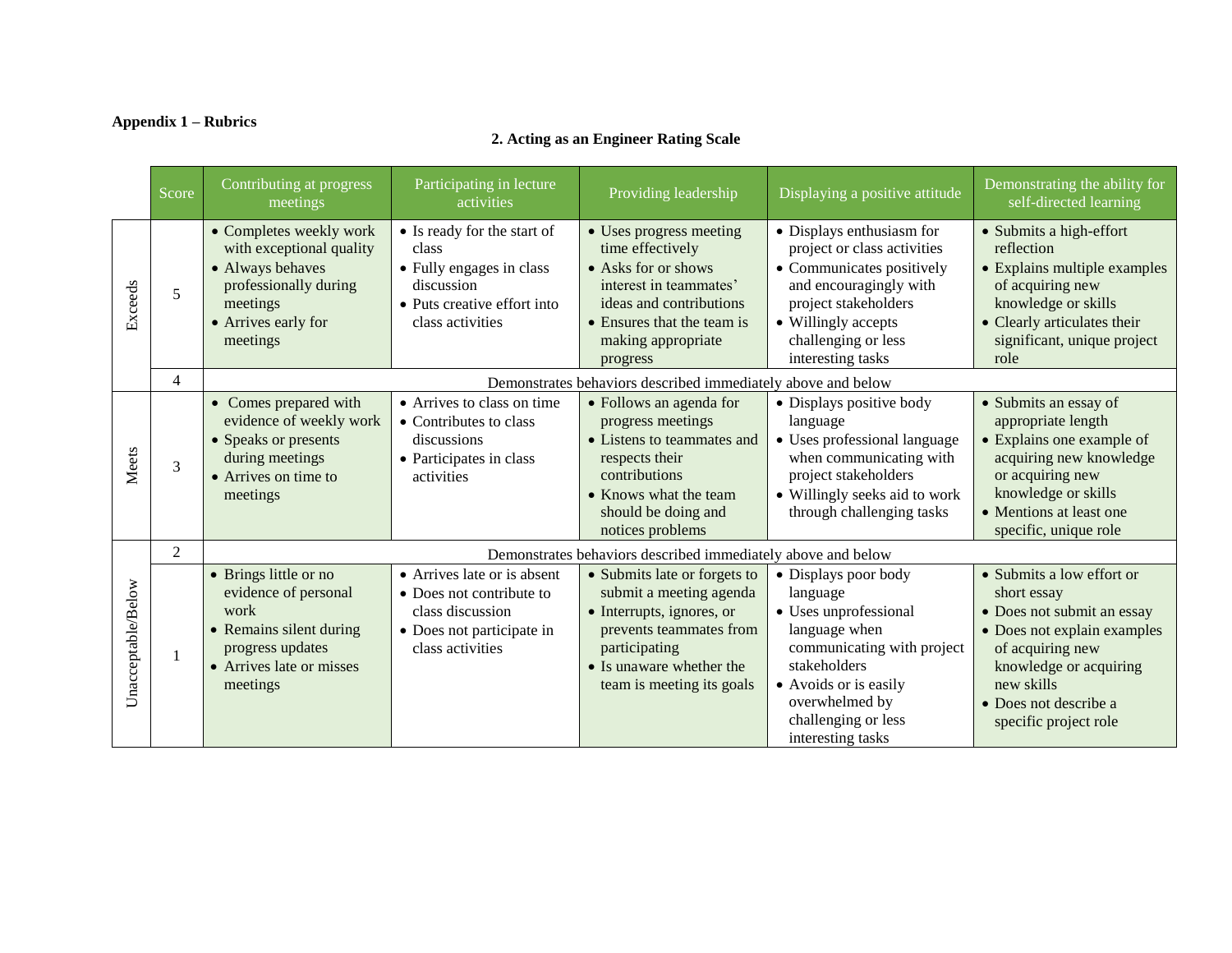**Appendix 1 – Rubrics**

## 2. Acting as an Engineer Rating Scale

| | Score | Contributing at progress meetings | Participating in lecture activities | Providing leadership | Displaying a positive attitude | Demonstrating the ability for self-directed learning |
|---|---|---|---|---|---|---|
| Exceeds | 5 | • Completes weekly work with exceptional quality<br>• Always behaves professionally during meetings<br>• Arrives early for meetings | • Is ready for the start of class<br>• Fully engages in class discussion<br>• Puts creative effort into class activities | • Uses progress meeting time effectively<br>• Asks for or shows interest in teammates' ideas and contributions<br>• Ensures that the team is making appropriate progress | • Displays enthusiasm for project or class activities<br>• Communicates positively and encouragingly with project stakeholders<br>• Willingly accepts challenging or less interesting tasks | • Submits a high-effort reflection<br>• Explains multiple examples of acquiring new knowledge or skills<br>• Clearly articulates their significant, unique project role |
| | 4 | Demonstrates behaviors described immediately above and below | | | | |
| Meets | 3 | • Comes prepared with evidence of weekly work<br>• Speaks or presents during meetings<br>• Arrives on time to meetings | • Arrives to class on time<br>• Contributes to class discussions<br>• Participates in class activities | • Follows an agenda for progress meetings<br>• Listens to teammates and respects their contributions<br>• Knows what the team should be doing and notices problems | • Displays positive body language<br>• Uses professional language when communicating with project stakeholders<br>• Willingly seeks aid to work through challenging tasks | • Submits an essay of appropriate length<br>• Explains one example of acquiring new knowledge or acquiring new knowledge or skills<br>• Mentions at least one specific, unique role |
| Unacceptable/Below | 2 | Demonstrates behaviors described immediately above and below | | | | |
| | 1 | • Brings little or no evidence of personal work<br>• Remains silent during progress updates<br>• Arrives late or misses meetings | • Arrives late or is absent<br>• Does not contribute to class discussion<br>• Does not participate in class activities | • Submits late or forgets to submit a meeting agenda<br>• Interrupts, ignores, or prevents teammates from participating<br>• Is unaware whether the team is meeting its goals | • Displays poor body language<br>• Uses unprofessional language when communicating with project stakeholders<br>• Avoids or is easily overwhelmed by challenging or less interesting tasks | • Submits a low effort or short essay<br>• Does not submit an essay<br>• Does not explain examples of acquiring new knowledge or acquiring new skills<br>• Does not describe a specific project role |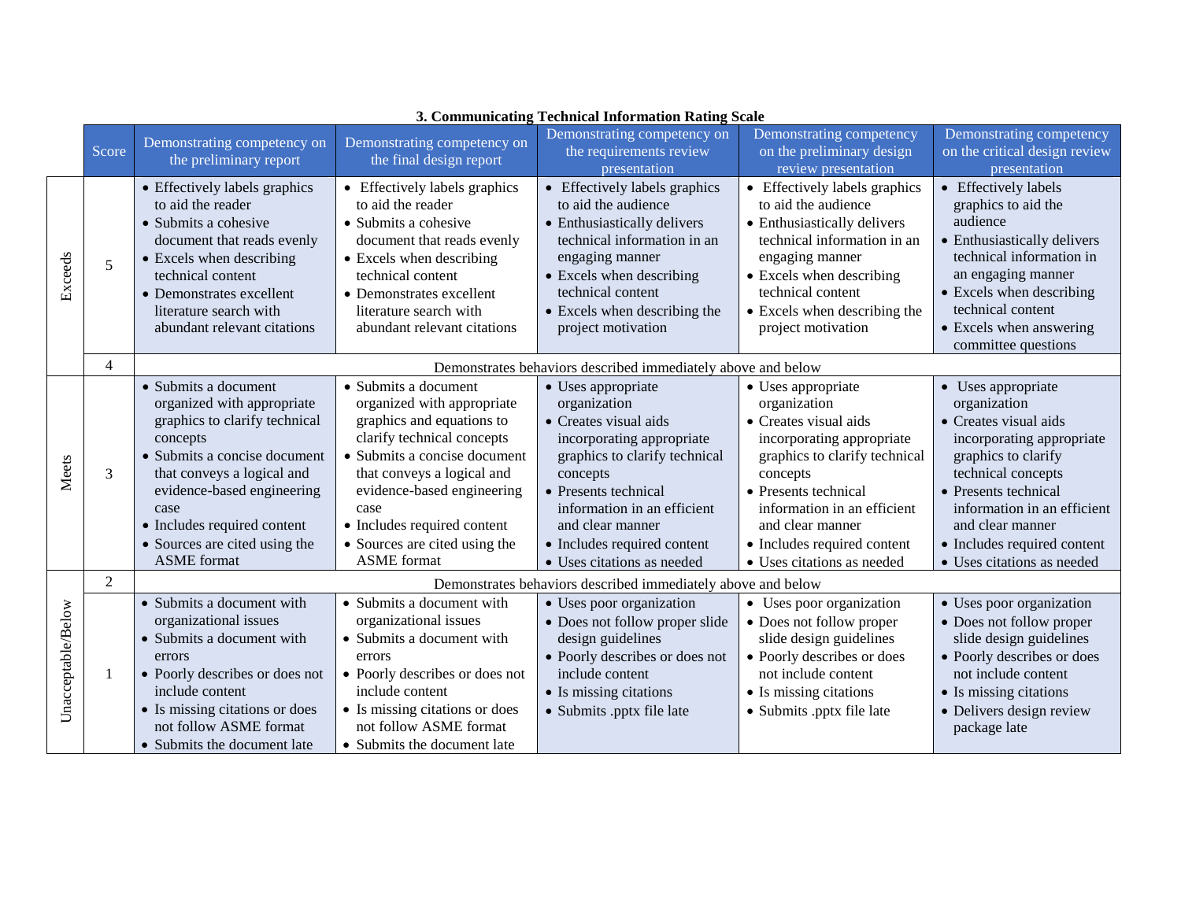**3. Communicating Technical Information Rating Scale**

| | Score | Demonstrating competency on the preliminary report | Demonstrating competency on the final design report | Demonstrating competency on the requirements review presentation | Demonstrating competency on the preliminary design review presentation | Demonstrating competency on the critical design review presentation |
|---|---|---|---|---|---|---|
| Exceeds | 5 | • Effectively labels graphics to aid the reader<br>• Submits a cohesive document that reads evenly<br>• Excels when describing technical content<br>• Demonstrates excellent literature search with abundant relevant citations | • Effectively labels graphics to aid the reader<br>• Submits a cohesive document that reads evenly<br>• Excels when describing technical content<br>• Demonstrates excellent literature search with abundant relevant citations | • Effectively labels graphics to aid the audience<br>• Enthusiastically delivers technical information in an engaging manner<br>• Excels when describing technical content<br>• Excels when describing the project motivation | • Effectively labels graphics to aid the audience<br>• Enthusiastically delivers technical information in an engaging manner<br>• Excels when describing technical content<br>• Excels when describing the project motivation | • Effectively labels graphics to aid the audience<br>• Enthusiastically delivers technical information in an engaging manner<br>• Excels when describing technical content<br>• Excels when answering committee questions |
| | 4 | Demonstrates behaviors described immediately above and below | | | | |
| Meets | 3 | • Submits a document organized with appropriate graphics to clarify technical concepts<br>• Submits a concise document that conveys a logical and evidence-based engineering case<br>• Includes required content<br>• Sources are cited using the ASME format | • Submits a document organized with appropriate graphics and equations to clarify technical concepts<br>• Submits a concise document that conveys a logical and evidence-based engineering case<br>• Includes required content<br>• Sources are cited using the ASME format | • Uses appropriate organization<br>• Creates visual aids incorporating appropriate graphics to clarify technical concepts<br>• Presents technical information in an efficient and clear manner<br>• Includes required content<br>• Uses citations as needed | • Uses appropriate organization<br>• Creates visual aids incorporating appropriate graphics to clarify technical concepts<br>• Presents technical information in an efficient and clear manner<br>• Includes required content<br>• Uses citations as needed | • Uses appropriate organization<br>• Creates visual aids incorporating appropriate graphics to clarify technical concepts<br>• Presents technical information in an efficient and clear manner<br>• Includes required content<br>• Uses citations as needed |
| | 2 | Demonstrates behaviors described immediately above and below | | | | |
| Unacceptable/Below | 1 | • Submits a document with organizational issues<br>• Submits a document with errors<br>• Poorly describes or does not include content<br>• Is missing citations or does not follow ASME format<br>• Submits the document late | • Submits a document with organizational issues<br>• Submits a document with errors<br>• Poorly describes or does not include content<br>• Is missing citations or does not follow ASME format<br>• Submits the document late | • Uses poor organization<br>• Does not follow proper slide design guidelines<br>• Poorly describes or does not include content<br>• Is missing citations<br>• Submits .pptx file late | • Uses poor organization<br>• Does not follow proper slide design guidelines<br>• Poorly describes or does not include content<br>• Is missing citations<br>• Submits .pptx file late | • Uses poor organization<br>• Does not follow proper slide design guidelines<br>• Poorly describes or does not include content<br>• Is missing citations<br>• Delivers design review package late |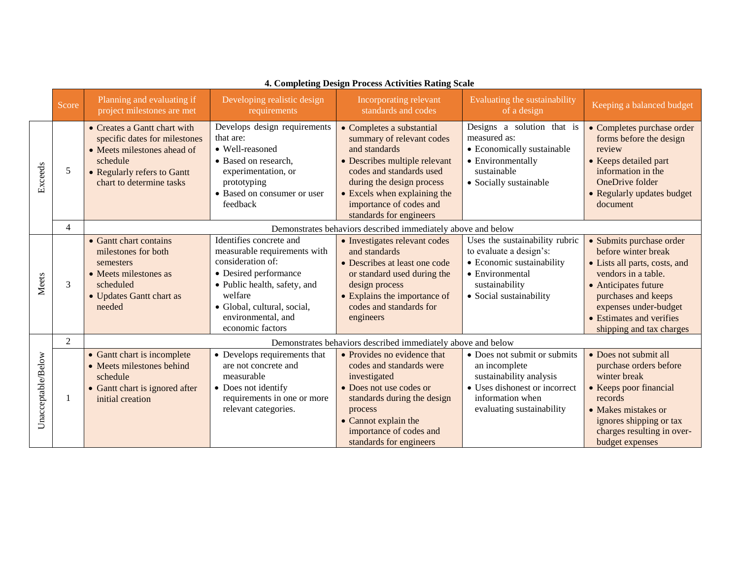**4. Completing Design Process Activities Rating Scale**

| | Score | Planning and evaluating if project milestones are met | Developing realistic design requirements | Incorporating relevant standards and codes | Evaluating the sustainability of a design | Keeping a balanced budget |
|---|---|---|---|---|---|---|
| Exceeds | 5 | • Creates a Gantt chart with specific dates for milestones<br>• Meets milestones ahead of schedule<br>• Regularly refers to Gantt chart to determine tasks | Develops design requirements that are:<br>• Well-reasoned<br>• Based on research, experimentation, or prototyping<br>• Based on consumer or user feedback | • Completes a substantial summary of relevant codes and standards<br>• Describes multiple relevant codes and standards used during the design process<br>• Excels when explaining the importance of codes and standards for engineers | Designs a solution that is measured as:<br>• Economically sustainable<br>• Environmentally sustainable<br>• Socially sustainable | • Completes purchase order forms before the design review<br>• Keeps detailed part information in the OneDrive folder<br>• Regularly updates budget document |
| | 4 | Demonstrates behaviors described immediately above and below | | | | |
| Meets | 3 | • Gantt chart contains milestones for both semesters<br>• Meets milestones as scheduled<br>• Updates Gantt chart as needed | Identifies concrete and measurable requirements with consideration of:<br>• Desired performance<br>• Public health, safety, and welfare<br>• Global, cultural, social, environmental, and economic factors | • Investigates relevant codes and standards<br>• Describes at least one code or standard used during the design process<br>• Explains the importance of codes and standards for engineers | Uses the sustainability rubric to evaluate a design's:<br>• Economic sustainability<br>• Environmental sustainability<br>• Social sustainability | • Submits purchase order before winter break<br>• Lists all parts, costs, and vendors in a table.<br>• Anticipates future purchases and keeps expenses under-budget<br>• Estimates and verifies shipping and tax charges |
| Unacceptable/Below | 2 | Demonstrates behaviors described immediately above and below | | | | |
| | 1 | • Gantt chart is incomplete<br>• Meets milestones behind schedule<br>• Gantt chart is ignored after initial creation | • Develops requirements that are not concrete and measurable<br>• Does not identify requirements in one or more relevant categories. | • Provides no evidence that codes and standards were investigated<br>• Does not use codes or standards during the design process<br>• Cannot explain the importance of codes and standards for engineers | • Does not submit or submits an incomplete sustainability analysis<br>• Uses dishonest or incorrect information when evaluating sustainability | • Does not submit all purchase orders before winter break<br>• Keeps poor financial records<br>• Makes mistakes or ignores shipping or tax charges resulting in over-budget expenses |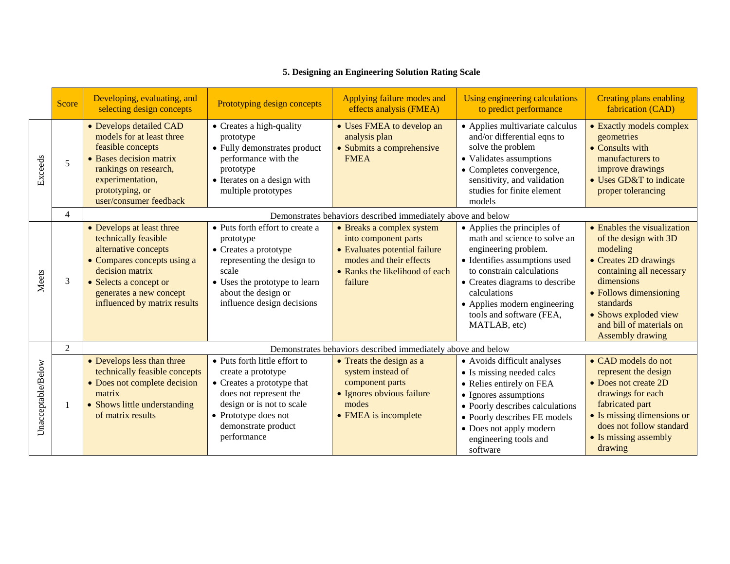**5. Designing an Engineering Solution Rating Scale**

| | Score | Developing, evaluating, and selecting design concepts | Prototyping design concepts | Applying failure modes and effects analysis (FMEA) | Using engineering calculations to predict performance | Creating plans enabling fabrication (CAD) |
|---|---|---|---|---|---|---|
| Exceeds | 5 | • Develops detailed CAD models for at least three feasible concepts<br>• Bases decision matrix rankings on research, experimentation, prototyping, or user/consumer feedback | • Creates a high-quality prototype<br>• Fully demonstrates product performance with the prototype<br>• Iterates on a design with multiple prototypes | • Uses FMEA to develop an analysis plan<br>• Submits a comprehensive FMEA | • Applies multivariate calculus and/or differential eqns to solve the problem<br>• Validates assumptions<br>• Completes convergence, sensitivity, and validation studies for finite element models | • Exactly models complex geometries<br>• Consults with manufacturers to improve drawings<br>• Uses GD&T to indicate proper tolerancing |
| | 4 | Demonstrates behaviors described immediately above and below | | | | |
| Meets | 3 | • Develops at least three technically feasible alternative concepts<br>• Compares concepts using a decision matrix<br>• Selects a concept or generates a new concept influenced by matrix results | • Puts forth effort to create a prototype<br>• Creates a prototype representing the design to scale<br>• Uses the prototype to learn about the design or influence design decisions | • Breaks a complex system into component parts<br>• Evaluates potential failure modes and their effects<br>• Ranks the likelihood of each failure | • Applies the principles of math and science to solve an engineering problem.<br>• Identifies assumptions used to constrain calculations<br>• Creates diagrams to describe calculations<br>• Applies modern engineering tools and software (FEA, MATLAB, etc) | • Enables the visualization of the design with 3D modeling<br>• Creates 2D drawings containing all necessary dimensions<br>• Follows dimensioning standards<br>• Shows exploded view and bill of materials on Assembly drawing |
| | 2 | Demonstrates behaviors described immediately above and below | | | | |
| Unacceptable/Below | 1 | • Develops less than three technically feasible concepts<br>• Does not complete decision matrix<br>• Shows little understanding of matrix results | • Puts forth little effort to create a prototype<br>• Creates a prototype that does not represent the design or is not to scale<br>• Prototype does not demonstrate product performance | • Treats the design as a system instead of component parts<br>• Ignores obvious failure modes<br>• FMEA is incomplete | • Avoids difficult analyses<br>• Is missing needed calcs<br>• Relies entirely on FEA<br>• Ignores assumptions<br>• Poorly describes calculations<br>• Poorly describes FE models<br>• Does not apply modern engineering tools and software | • CAD models do not represent the design<br>• Does not create 2D drawings for each fabricated part<br>• Is missing dimensions or does not follow standard<br>• Is missing assembly drawing |